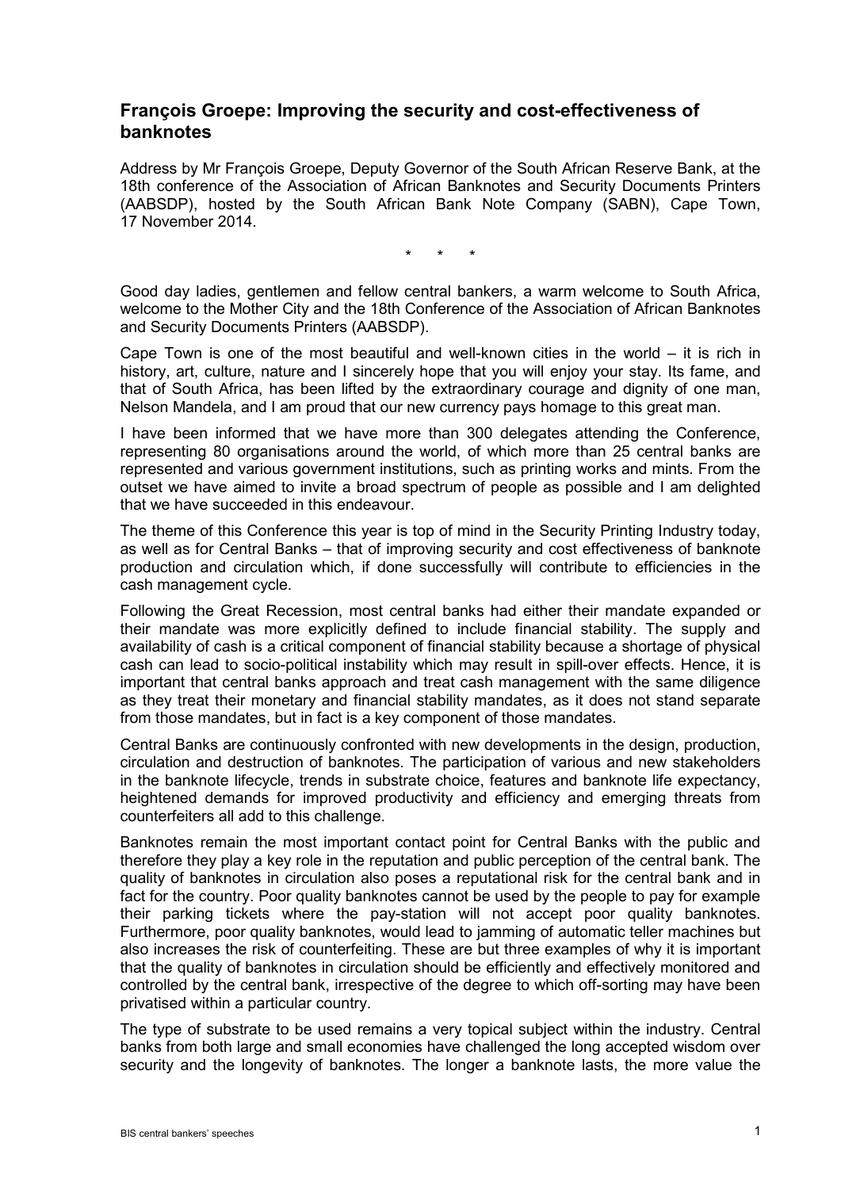## François Groepe: Improving the security and cost-effectiveness of banknotes

Address by Mr François Groepe, Deputy Governor of the South African Reserve Bank, at the 18th conference of the Association of African Banknotes and Security Documents Printers (AABSDP), hosted by the South African Bank Note Company (SABN), Cape Town, 17 November 2014.

\* \* \*

Good day ladies, gentlemen and fellow central bankers, a warm welcome to South Africa, welcome to the Mother City and the 18th Conference of the Association of African Banknotes and Security Documents Printers (AABSDP).

Cape Town is one of the most beautiful and well-known cities in the world – it is rich in history, art, culture, nature and I sincerely hope that you will enjoy your stay. Its fame, and that of South Africa, has been lifted by the extraordinary courage and dignity of one man, Nelson Mandela, and I am proud that our new currency pays homage to this great man.

I have been informed that we have more than 300 delegates attending the Conference, representing 80 organisations around the world, of which more than 25 central banks are represented and various government institutions, such as printing works and mints. From the outset we have aimed to invite a broad spectrum of people as possible and I am delighted that we have succeeded in this endeavour.

The theme of this Conference this year is top of mind in the Security Printing Industry today, as well as for Central Banks – that of improving security and cost effectiveness of banknote production and circulation which, if done successfully will contribute to efficiencies in the cash management cycle.

Following the Great Recession, most central banks had either their mandate expanded or their mandate was more explicitly defined to include financial stability. The supply and availability of cash is a critical component of financial stability because a shortage of physical cash can lead to socio-political instability which may result in spill-over effects. Hence, it is important that central banks approach and treat cash management with the same diligence as they treat their monetary and financial stability mandates, as it does not stand separate from those mandates, but in fact is a key component of those mandates.

Central Banks are continuously confronted with new developments in the design, production, circulation and destruction of banknotes. The participation of various and new stakeholders in the banknote lifecycle, trends in substrate choice, features and banknote life expectancy, heightened demands for improved productivity and efficiency and emerging threats from counterfeiters all add to this challenge.

Banknotes remain the most important contact point for Central Banks with the public and therefore they play a key role in the reputation and public perception of the central bank. The quality of banknotes in circulation also poses a reputational risk for the central bank and in fact for the country. Poor quality banknotes cannot be used by the people to pay for example their parking tickets where the pay-station will not accept poor quality banknotes. Furthermore, poor quality banknotes, would lead to jamming of automatic teller machines but also increases the risk of counterfeiting. These are but three examples of why it is important that the quality of banknotes in circulation should be efficiently and effectively monitored and controlled by the central bank, irrespective of the degree to which off-sorting may have been privatised within a particular country.

The type of substrate to be used remains a very topical subject within the industry. Central banks from both large and small economies have challenged the long accepted wisdom over security and the longevity of banknotes. The longer a banknote lasts, the more value the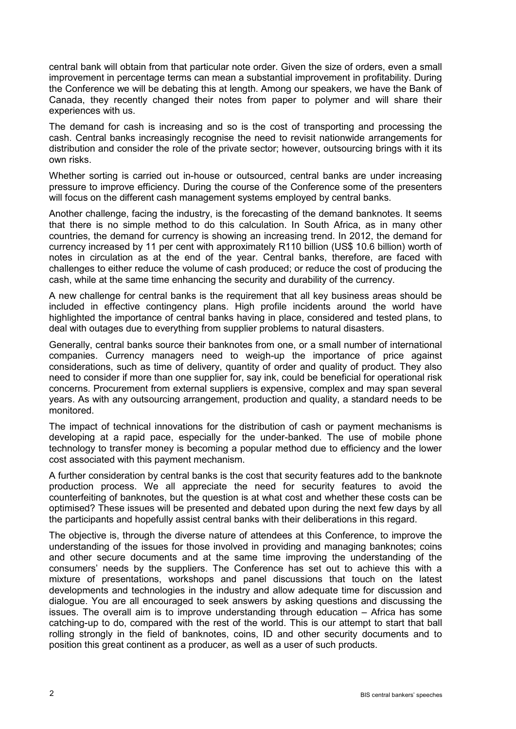central bank will obtain from that particular note order. Given the size of orders, even a small improvement in percentage terms can mean a substantial improvement in profitability. During the Conference we will be debating this at length. Among our speakers, we have the Bank of Canada, they recently changed their notes from paper to polymer and will share their experiences with us.

The demand for cash is increasing and so is the cost of transporting and processing the cash. Central banks increasingly recognise the need to revisit nationwide arrangements for distribution and consider the role of the private sector; however, outsourcing brings with it its own risks.

Whether sorting is carried out in-house or outsourced, central banks are under increasing pressure to improve efficiency. During the course of the Conference some of the presenters will focus on the different cash management systems employed by central banks.

Another challenge, facing the industry, is the forecasting of the demand banknotes. It seems that there is no simple method to do this calculation. In South Africa, as in many other countries, the demand for currency is showing an increasing trend. In 2012, the demand for currency increased by 11 per cent with approximately R110 billion (US$ 10.6 billion) worth of notes in circulation as at the end of the year. Central banks, therefore, are faced with challenges to either reduce the volume of cash produced; or reduce the cost of producing the cash, while at the same time enhancing the security and durability of the currency.

A new challenge for central banks is the requirement that all key business areas should be included in effective contingency plans. High profile incidents around the world have highlighted the importance of central banks having in place, considered and tested plans, to deal with outages due to everything from supplier problems to natural disasters.

Generally, central banks source their banknotes from one, or a small number of international companies. Currency managers need to weigh-up the importance of price against considerations, such as time of delivery, quantity of order and quality of product. They also need to consider if more than one supplier for, say ink, could be beneficial for operational risk concerns. Procurement from external suppliers is expensive, complex and may span several years. As with any outsourcing arrangement, production and quality, a standard needs to be monitored.

The impact of technical innovations for the distribution of cash or payment mechanisms is developing at a rapid pace, especially for the under-banked. The use of mobile phone technology to transfer money is becoming a popular method due to efficiency and the lower cost associated with this payment mechanism.

A further consideration by central banks is the cost that security features add to the banknote production process. We all appreciate the need for security features to avoid the counterfeiting of banknotes, but the question is at what cost and whether these costs can be optimised? These issues will be presented and debated upon during the next few days by all the participants and hopefully assist central banks with their deliberations in this regard.

The objective is, through the diverse nature of attendees at this Conference, to improve the understanding of the issues for those involved in providing and managing banknotes; coins and other secure documents and at the same time improving the understanding of the consumers' needs by the suppliers. The Conference has set out to achieve this with a mixture of presentations, workshops and panel discussions that touch on the latest developments and technologies in the industry and allow adequate time for discussion and dialogue. You are all encouraged to seek answers by asking questions and discussing the issues. The overall aim is to improve understanding through education – Africa has some catching-up to do, compared with the rest of the world. This is our attempt to start that ball rolling strongly in the field of banknotes, coins, ID and other security documents and to position this great continent as a producer, as well as a user of such products.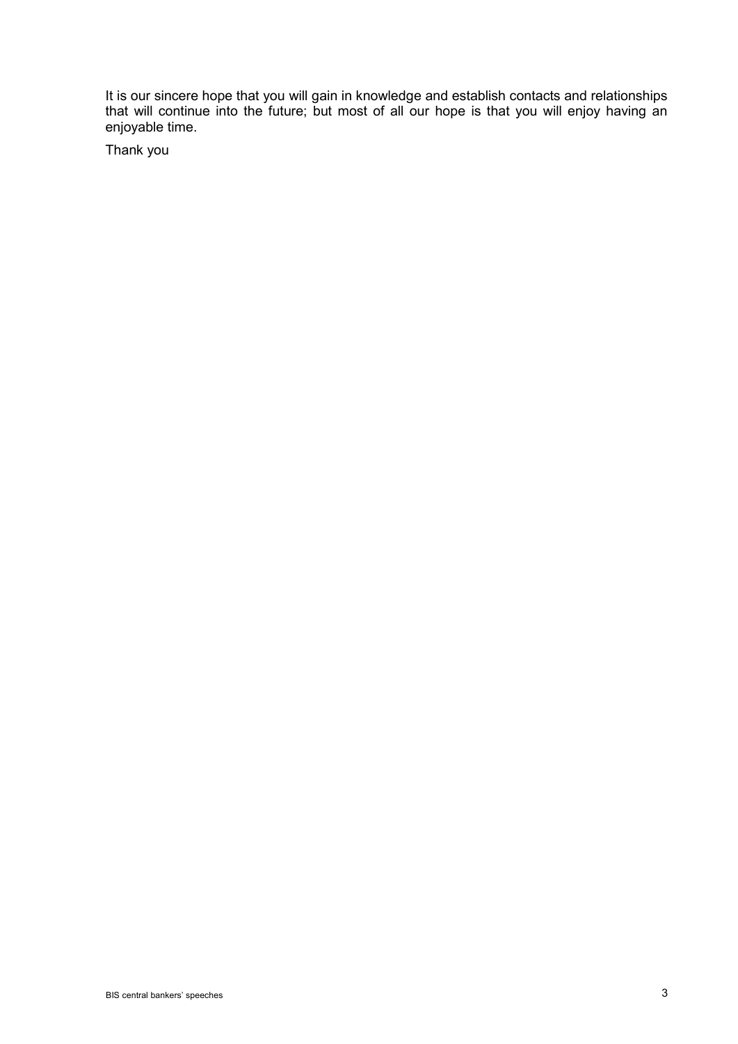It is our sincere hope that you will gain in knowledge and establish contacts and relationships that will continue into the future; but most of all our hope is that you will enjoy having an enjoyable time.

Thank you